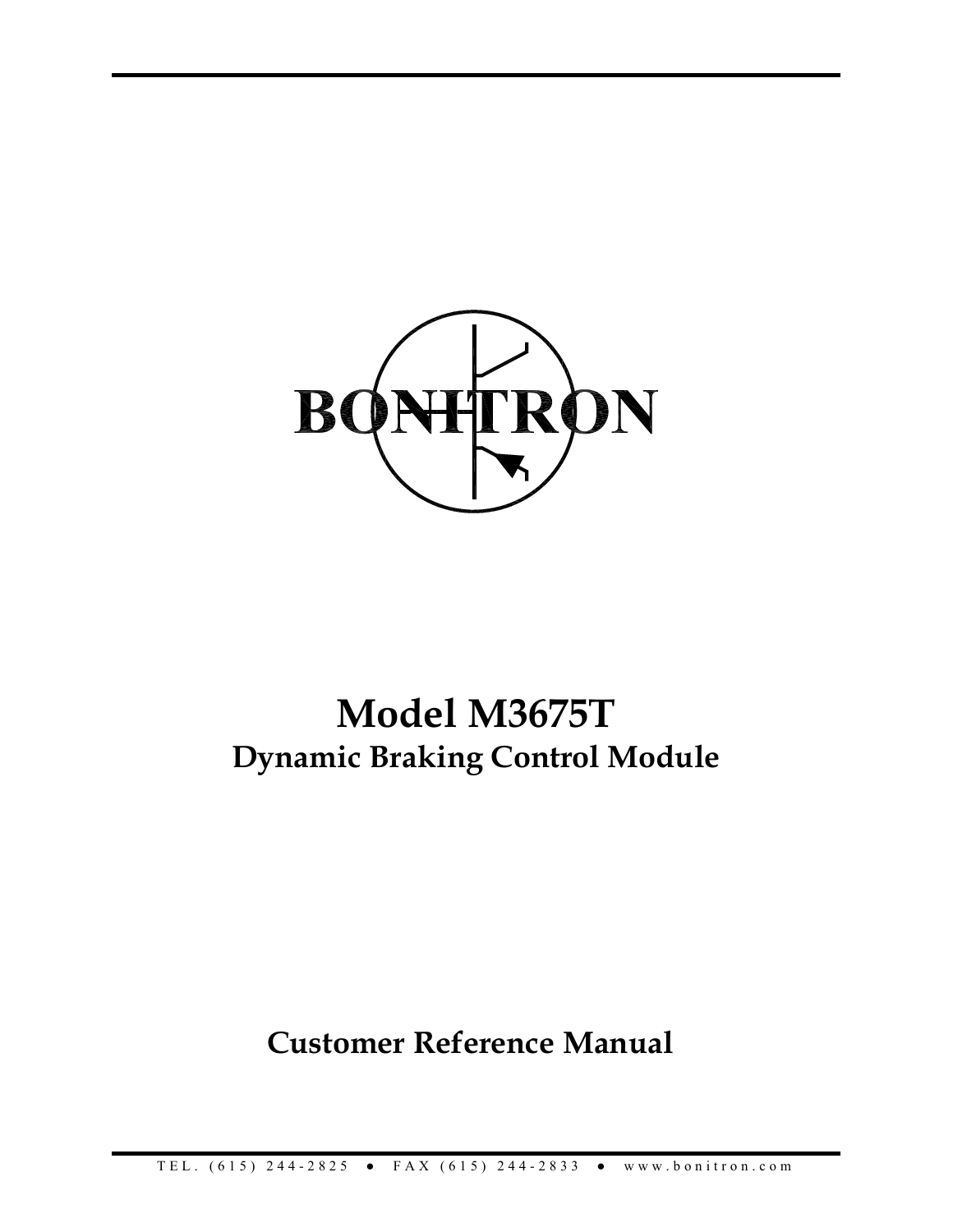BONITRON

# Model M3675T

## Dynamic Braking Control Module

## Customer Reference Manual

TEL. (615) 244-2825 ● FAX (615) 244-2833 ● www.bonitron.com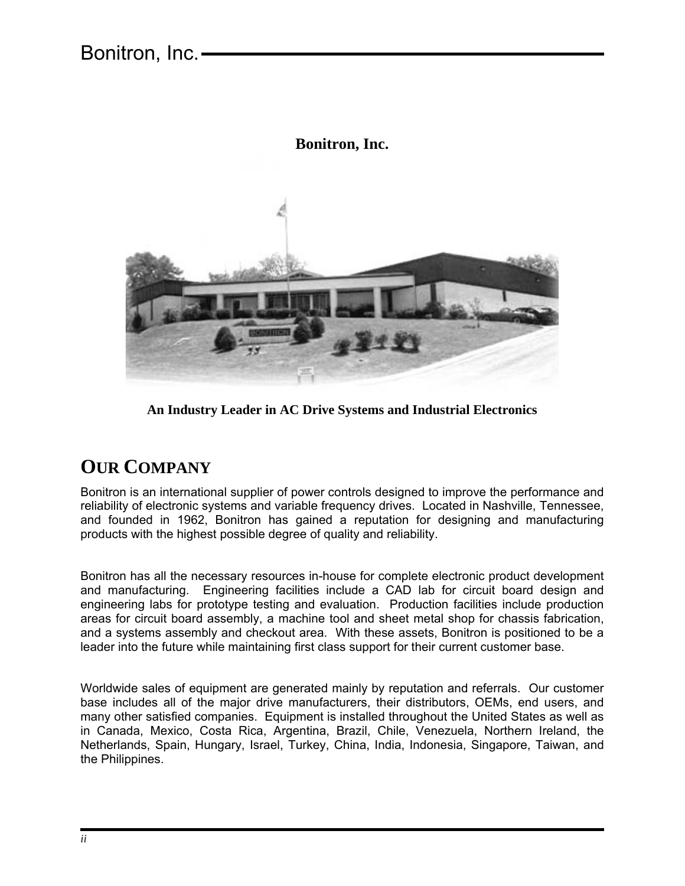**Bonitron, Inc.**

**An Industry Leader in AC Drive Systems and Industrial Electronics**

## OUR COMPANY

Bonitron is an international supplier of power controls designed to improve the performance and reliability of electronic systems and variable frequency drives. Located in Nashville, Tennessee, and founded in 1962, Bonitron has gained a reputation for designing and manufacturing products with the highest possible degree of quality and reliability.

Bonitron has all the necessary resources in-house for complete electronic product development and manufacturing. Engineering facilities include a CAD lab for circuit board design and engineering labs for prototype testing and evaluation. Production facilities include production areas for circuit board assembly, a machine tool and sheet metal shop for chassis fabrication, and a systems assembly and checkout area. With these assets, Bonitron is positioned to be a leader into the future while maintaining first class support for their current customer base.

Worldwide sales of equipment are generated mainly by reputation and referrals. Our customer base includes all of the major drive manufacturers, their distributors, OEMs, end users, and many other satisfied companies. Equipment is installed throughout the United States as well as in Canada, Mexico, Costa Rica, Argentina, Brazil, Chile, Venezuela, Northern Ireland, the Netherlands, Spain, Hungary, Israel, Turkey, China, India, Indonesia, Singapore, Taiwan, and the Philippines.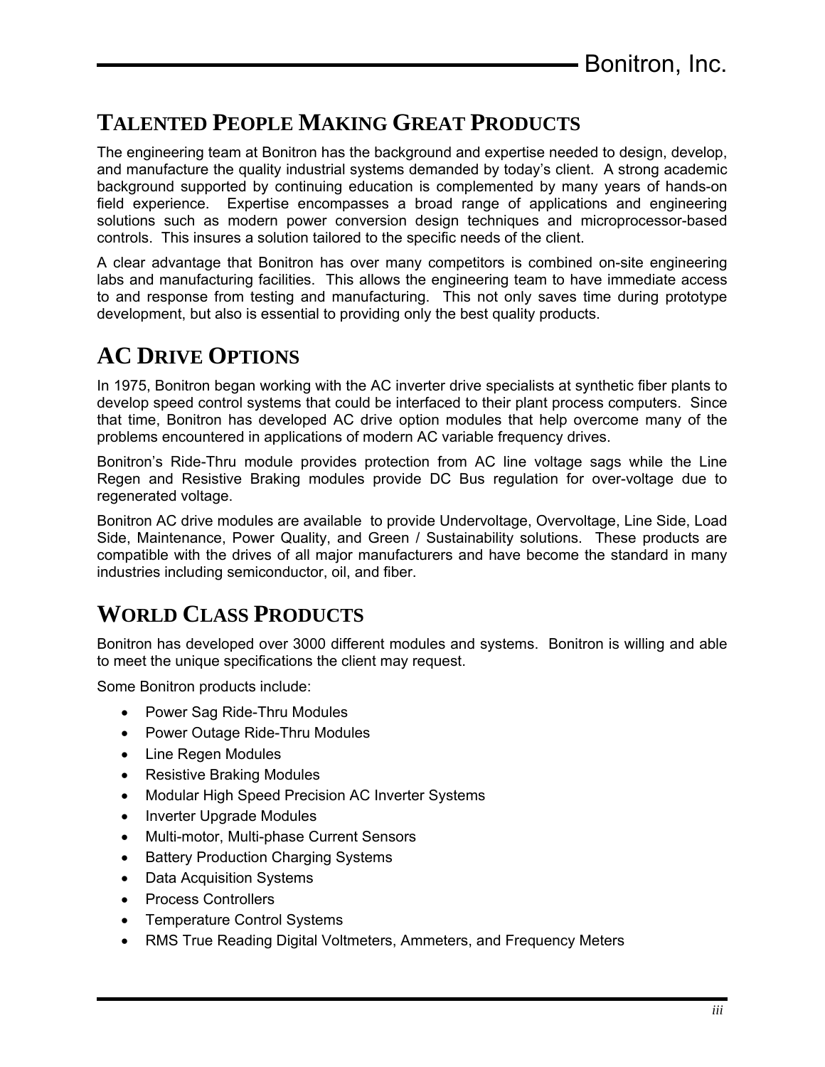## TALENTED PEOPLE MAKING GREAT PRODUCTS

The engineering team at Bonitron has the background and expertise needed to design, develop, and manufacture the quality industrial systems demanded by today's client. A strong academic background supported by continuing education is complemented by many years of hands-on field experience. Expertise encompasses a broad range of applications and engineering solutions such as modern power conversion design techniques and microprocessor-based controls. This insures a solution tailored to the specific needs of the client.

A clear advantage that Bonitron has over many competitors is combined on-site engineering labs and manufacturing facilities. This allows the engineering team to have immediate access to and response from testing and manufacturing. This not only saves time during prototype development, but also is essential to providing only the best quality products.

## AC DRIVE OPTIONS

In 1975, Bonitron began working with the AC inverter drive specialists at synthetic fiber plants to develop speed control systems that could be interfaced to their plant process computers. Since that time, Bonitron has developed AC drive option modules that help overcome many of the problems encountered in applications of modern AC variable frequency drives.

Bonitron's Ride-Thru module provides protection from AC line voltage sags while the Line Regen and Resistive Braking modules provide DC Bus regulation for over-voltage due to regenerated voltage.

Bonitron AC drive modules are available to provide Undervoltage, Overvoltage, Line Side, Load Side, Maintenance, Power Quality, and Green / Sustainability solutions. These products are compatible with the drives of all major manufacturers and have become the standard in many industries including semiconductor, oil, and fiber.

## WORLD CLASS PRODUCTS

Bonitron has developed over 3000 different modules and systems. Bonitron is willing and able to meet the unique specifications the client may request.

Some Bonitron products include:

- Power Sag Ride-Thru Modules
- Power Outage Ride-Thru Modules
- Line Regen Modules
- Resistive Braking Modules
- Modular High Speed Precision AC Inverter Systems
- Inverter Upgrade Modules
- Multi-motor, Multi-phase Current Sensors
- Battery Production Charging Systems
- Data Acquisition Systems
- Process Controllers
- Temperature Control Systems
- RMS True Reading Digital Voltmeters, Ammeters, and Frequency Meters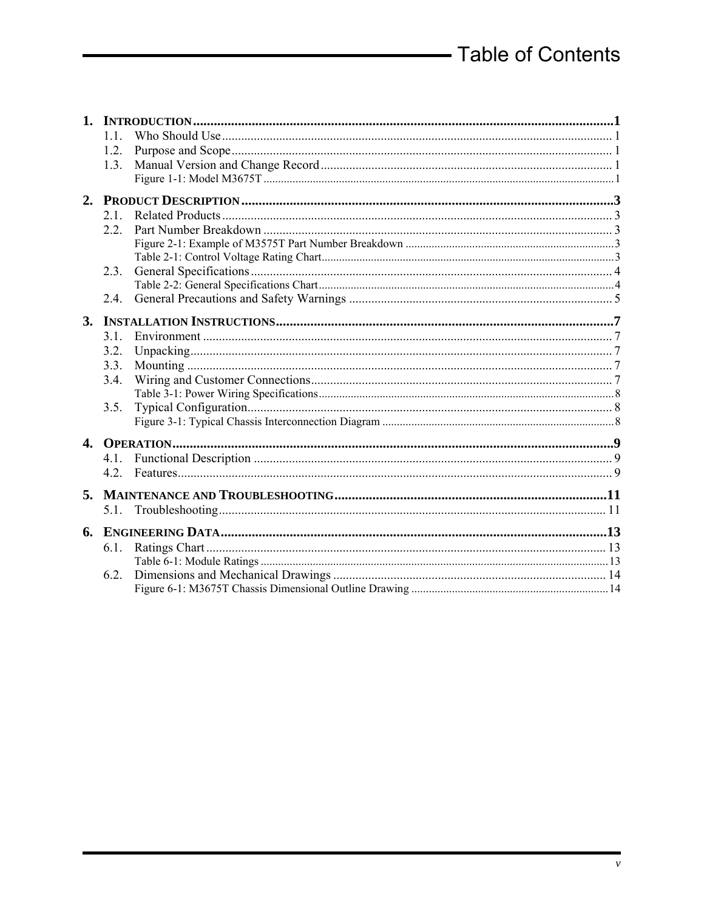# Table of Contents

1. **INTRODUCTION** .......... 1
   - 1.1. Who Should Use .......... 1
   - 1.2. Purpose and Scope .......... 1
   - 1.3. Manual Version and Change Record .......... 1
     - Figure 1-1: Model M3675T .......... 1
2. **PRODUCT DESCRIPTION** .......... 3
   - 2.1. Related Products .......... 3
   - 2.2. Part Number Breakdown .......... 3
     - Figure 2-1: Example of M3575T Part Number Breakdown .......... 3
     - Table 2-1: Control Voltage Rating Chart .......... 3
   - 2.3. General Specifications .......... 4
     - Table 2-2: General Specifications Chart .......... 4
   - 2.4. General Precautions and Safety Warnings .......... 5
3. **INSTALLATION INSTRUCTIONS** .......... 7
   - 3.1. Environment .......... 7
   - 3.2. Unpacking .......... 7
   - 3.3. Mounting .......... 7
   - 3.4. Wiring and Customer Connections .......... 7
     - Table 3-1: Power Wiring Specifications .......... 8
   - 3.5. Typical Configuration .......... 8
     - Figure 3-1: Typical Chassis Interconnection Diagram .......... 8
4. **OPERATION** .......... 9
   - 4.1. Functional Description .......... 9
   - 4.2. Features .......... 9
5. **MAINTENANCE AND TROUBLESHOOTING** .......... 11
   - 5.1. Troubleshooting .......... 11
6. **ENGINEERING DATA** .......... 13
   - 6.1. Ratings Chart .......... 13
     - Table 6-1: Module Ratings .......... 13
   - 6.2. Dimensions and Mechanical Drawings .......... 14
     - Figure 6-1: M3675T Chassis Dimensional Outline Drawing .......... 14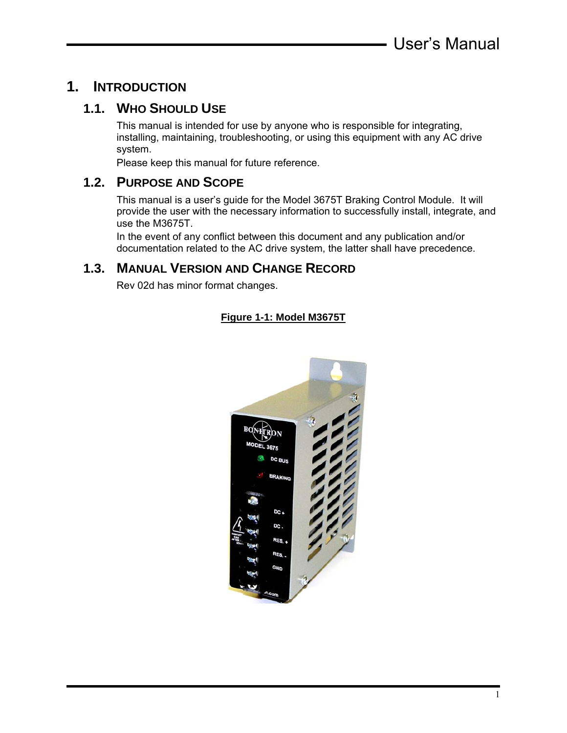# 1. INTRODUCTION

## 1.1. WHO SHOULD USE

This manual is intended for use by anyone who is responsible for integrating, installing, maintaining, troubleshooting, or using this equipment with any AC drive system.

Please keep this manual for future reference.

## 1.2. PURPOSE AND SCOPE

This manual is a user's guide for the Model 3675T Braking Control Module. It will provide the user with the necessary information to successfully install, integrate, and use the M3675T.

In the event of any conflict between this document and any publication and/or documentation related to the AC drive system, the latter shall have precedence.

## 1.3. MANUAL VERSION AND CHANGE RECORD

Rev 02d has minor format changes.

**Figure 1-1: Model M3675T**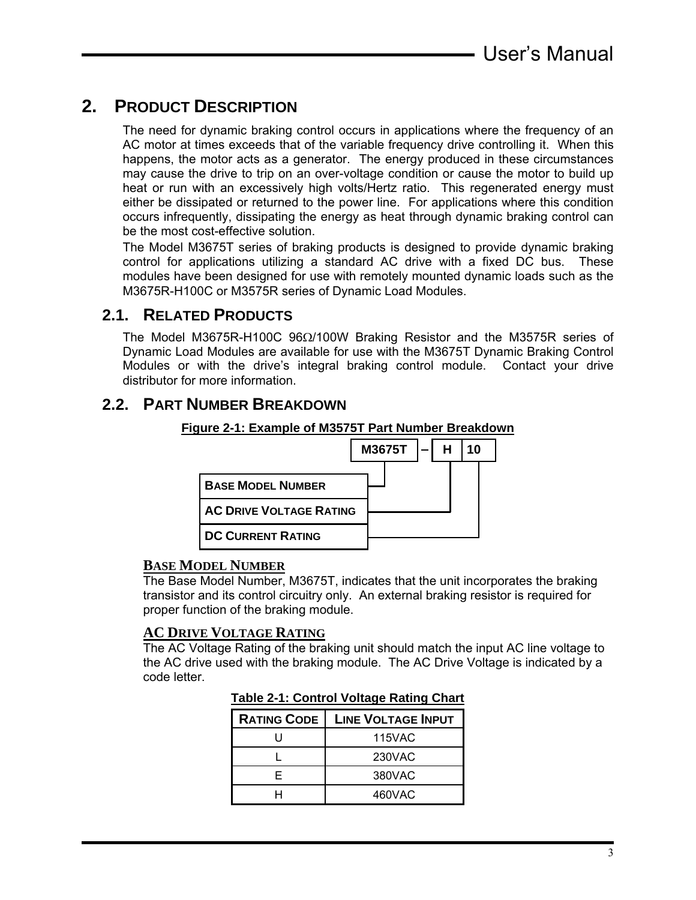## 2. PRODUCT DESCRIPTION

The need for dynamic braking control occurs in applications where the frequency of an AC motor at times exceeds that of the variable frequency drive controlling it. When this happens, the motor acts as a generator. The energy produced in these circumstances may cause the drive to trip on an over-voltage condition or cause the motor to build up heat or run with an excessively high volts/Hertz ratio. This regenerated energy must either be dissipated or returned to the power line. For applications where this condition occurs infrequently, dissipating the energy as heat through dynamic braking control can be the most cost-effective solution.

The Model M3675T series of braking products is designed to provide dynamic braking control for applications utilizing a standard AC drive with a fixed DC bus. These modules have been designed for use with remotely mounted dynamic loads such as the M3675R-H100C or M3575R series of Dynamic Load Modules.

### 2.1. RELATED PRODUCTS

The Model M3675R-H100C 96Ω/100W Braking Resistor and the M3575R series of Dynamic Load Modules are available for use with the M3675T Dynamic Braking Control Modules or with the drive's integral braking control module. Contact your drive distributor for more information.

### 2.2. PART NUMBER BREAKDOWN

**Figure 2-1: Example of M3575T Part Number Breakdown**

| M3675T | – | H | 10 |
|---|---|---|---|

- **BASE MODEL NUMBER** → M3675T
- **AC DRIVE VOLTAGE RATING** → H
- **DC CURRENT RATING** → 10

**BASE MODEL NUMBER**

The Base Model Number, M3675T, indicates that the unit incorporates the braking transistor and its control circuitry only. An external braking resistor is required for proper function of the braking module.

**AC DRIVE VOLTAGE RATING**

The AC Voltage Rating of the braking unit should match the input AC line voltage to the AC drive used with the braking module. The AC Drive Voltage is indicated by a code letter.

**Table 2-1: Control Voltage Rating Chart**

| RATING CODE | LINE VOLTAGE INPUT |
|---|---|
| U | 115VAC |
| L | 230VAC |
| E | 380VAC |
| H | 460VAC |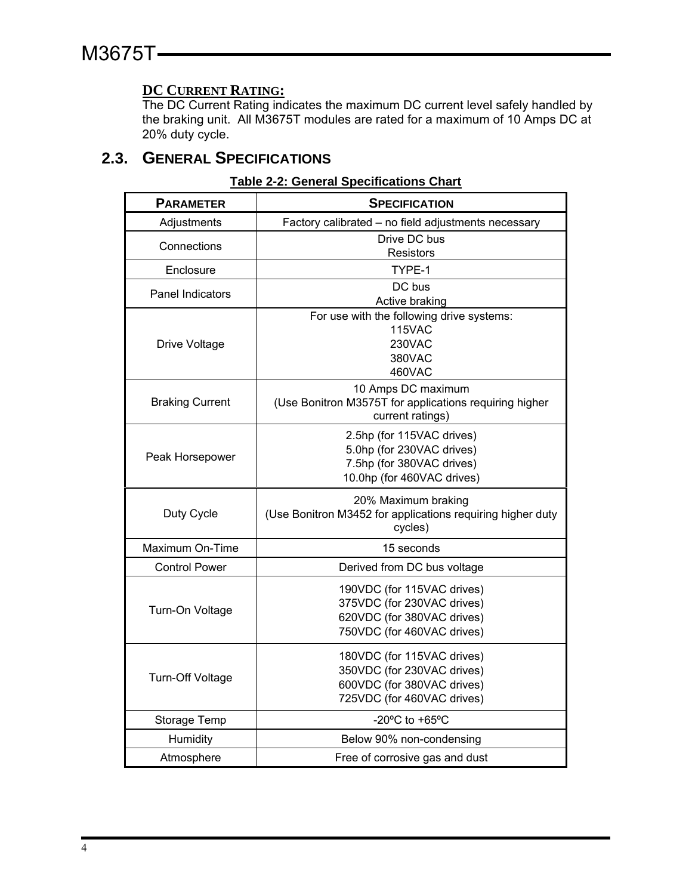**DC CURRENT RATING:**
The DC Current Rating indicates the maximum DC current level safely handled by the braking unit. All M3675T modules are rated for a maximum of 10 Amps DC at 20% duty cycle.

## 2.3. GENERAL SPECIFICATIONS

**Table 2-2: General Specifications Chart**

| PARAMETER | SPECIFICATION |
|---|---|
| Adjustments | Factory calibrated – no field adjustments necessary |
| Connections | Drive DC bus<br>Resistors |
| Enclosure | TYPE-1 |
| Panel Indicators | DC bus<br>Active braking |
| Drive Voltage | For use with the following drive systems:<br>115VAC<br>230VAC<br>380VAC<br>460VAC |
| Braking Current | 10 Amps DC maximum<br>(Use Bonitron M3575T for applications requiring higher current ratings) |
| Peak Horsepower | 2.5hp (for 115VAC drives)<br>5.0hp (for 230VAC drives)<br>7.5hp (for 380VAC drives)<br>10.0hp (for 460VAC drives) |
| Duty Cycle | 20% Maximum braking<br>(Use Bonitron M3452 for applications requiring higher duty cycles) |
| Maximum On-Time | 15 seconds |
| Control Power | Derived from DC bus voltage |
| Turn-On Voltage | 190VDC (for 115VAC drives)<br>375VDC (for 230VAC drives)<br>620VDC (for 380VAC drives)<br>750VDC (for 460VAC drives) |
| Turn-Off Voltage | 180VDC (for 115VAC drives)<br>350VDC (for 230VAC drives)<br>600VDC (for 380VAC drives)<br>725VDC (for 460VAC drives) |
| Storage Temp | -20ºC to +65ºC |
| Humidity | Below 90% non-condensing |
| Atmosphere | Free of corrosive gas and dust |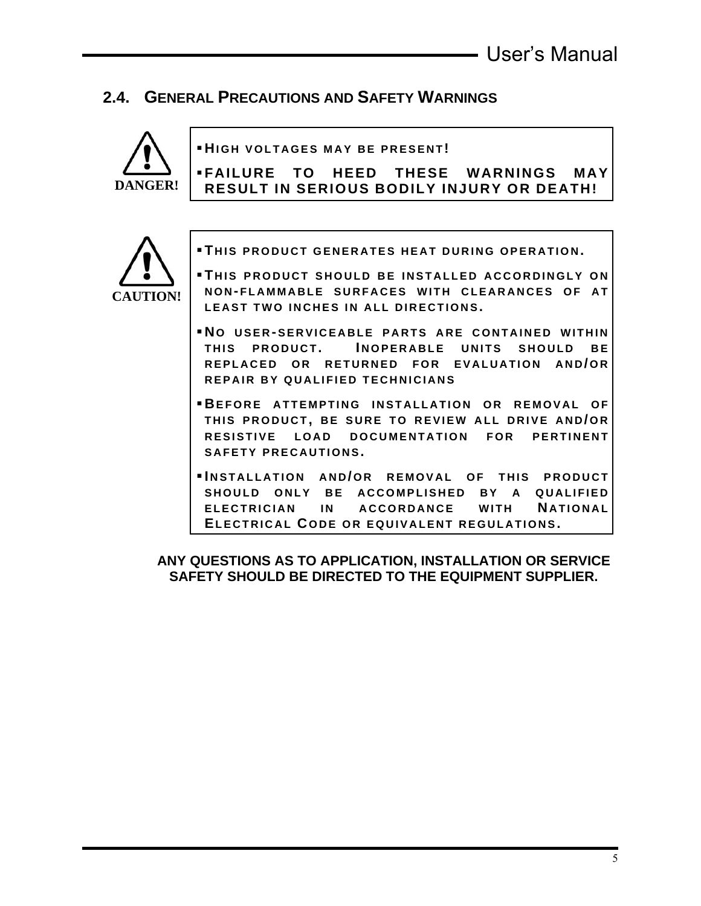## 2.4. General Precautions and Safety Warnings

**DANGER!**

- **HIGH VOLTAGES MAY BE PRESENT!**
- **FAILURE TO HEED THESE WARNINGS MAY RESULT IN SERIOUS BODILY INJURY OR DEATH!**

**CAUTION!**

- **THIS PRODUCT GENERATES HEAT DURING OPERATION.**
- **THIS PRODUCT SHOULD BE INSTALLED ACCORDINGLY ON NON-FLAMMABLE SURFACES WITH CLEARANCES OF AT LEAST TWO INCHES IN ALL DIRECTIONS.**
- **NO USER-SERVICEABLE PARTS ARE CONTAINED WITHIN THIS PRODUCT. INOPERABLE UNITS SHOULD BE REPLACED OR RETURNED FOR EVALUATION AND/OR REPAIR BY QUALIFIED TECHNICIANS**
- **BEFORE ATTEMPTING INSTALLATION OR REMOVAL OF THIS PRODUCT, BE SURE TO REVIEW ALL DRIVE AND/OR RESISTIVE LOAD DOCUMENTATION FOR PERTINENT SAFETY PRECAUTIONS.**
- **INSTALLATION AND/OR REMOVAL OF THIS PRODUCT SHOULD ONLY BE ACCOMPLISHED BY A QUALIFIED ELECTRICIAN IN ACCORDANCE WITH NATIONAL ELECTRICAL CODE OR EQUIVALENT REGULATIONS.**

**ANY QUESTIONS AS TO APPLICATION, INSTALLATION OR SERVICE SAFETY SHOULD BE DIRECTED TO THE EQUIPMENT SUPPLIER.**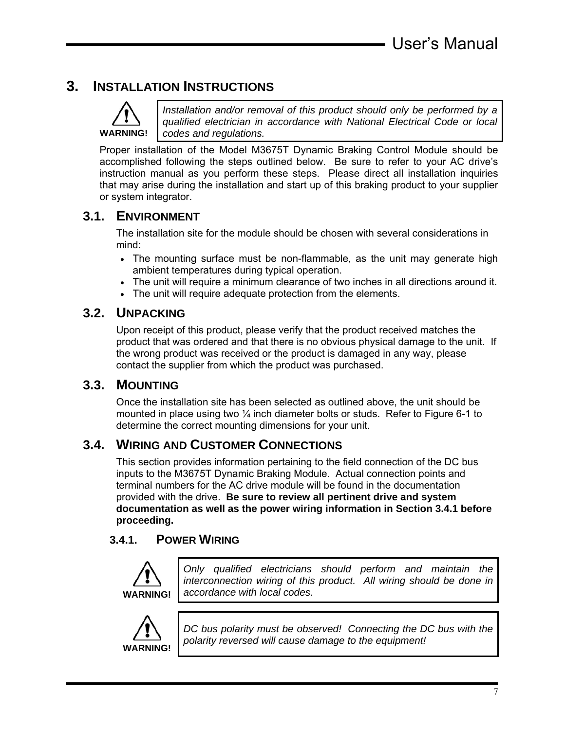# 3. INSTALLATION INSTRUCTIONS

**WARNING!** *Installation and/or removal of this product should only be performed by a qualified electrician in accordance with National Electrical Code or local codes and regulations.*

Proper installation of the Model M3675T Dynamic Braking Control Module should be accomplished following the steps outlined below. Be sure to refer to your AC drive's instruction manual as you perform these steps. Please direct all installation inquiries that may arise during the installation and start up of this braking product to your supplier or system integrator.

## 3.1. ENVIRONMENT

The installation site for the module should be chosen with several considerations in mind:

- The mounting surface must be non-flammable, as the unit may generate high ambient temperatures during typical operation.
- The unit will require a minimum clearance of two inches in all directions around it.
- The unit will require adequate protection from the elements.

## 3.2. UNPACKING

Upon receipt of this product, please verify that the product received matches the product that was ordered and that there is no obvious physical damage to the unit. If the wrong product was received or the product is damaged in any way, please contact the supplier from which the product was purchased.

## 3.3. MOUNTING

Once the installation site has been selected as outlined above, the unit should be mounted in place using two ¼ inch diameter bolts or studs. Refer to Figure 6-1 to determine the correct mounting dimensions for your unit.

## 3.4. WIRING AND CUSTOMER CONNECTIONS

This section provides information pertaining to the field connection of the DC bus inputs to the M3675T Dynamic Braking Module. Actual connection points and terminal numbers for the AC drive module will be found in the documentation provided with the drive. **Be sure to review all pertinent drive and system documentation as well as the power wiring information in Section 3.4.1 before proceeding.**

### 3.4.1. POWER WIRING

**WARNING!** *Only qualified electricians should perform and maintain the interconnection wiring of this product. All wiring should be done in accordance with local codes.*

**WARNING!** *DC bus polarity must be observed! Connecting the DC bus with the polarity reversed will cause damage to the equipment!*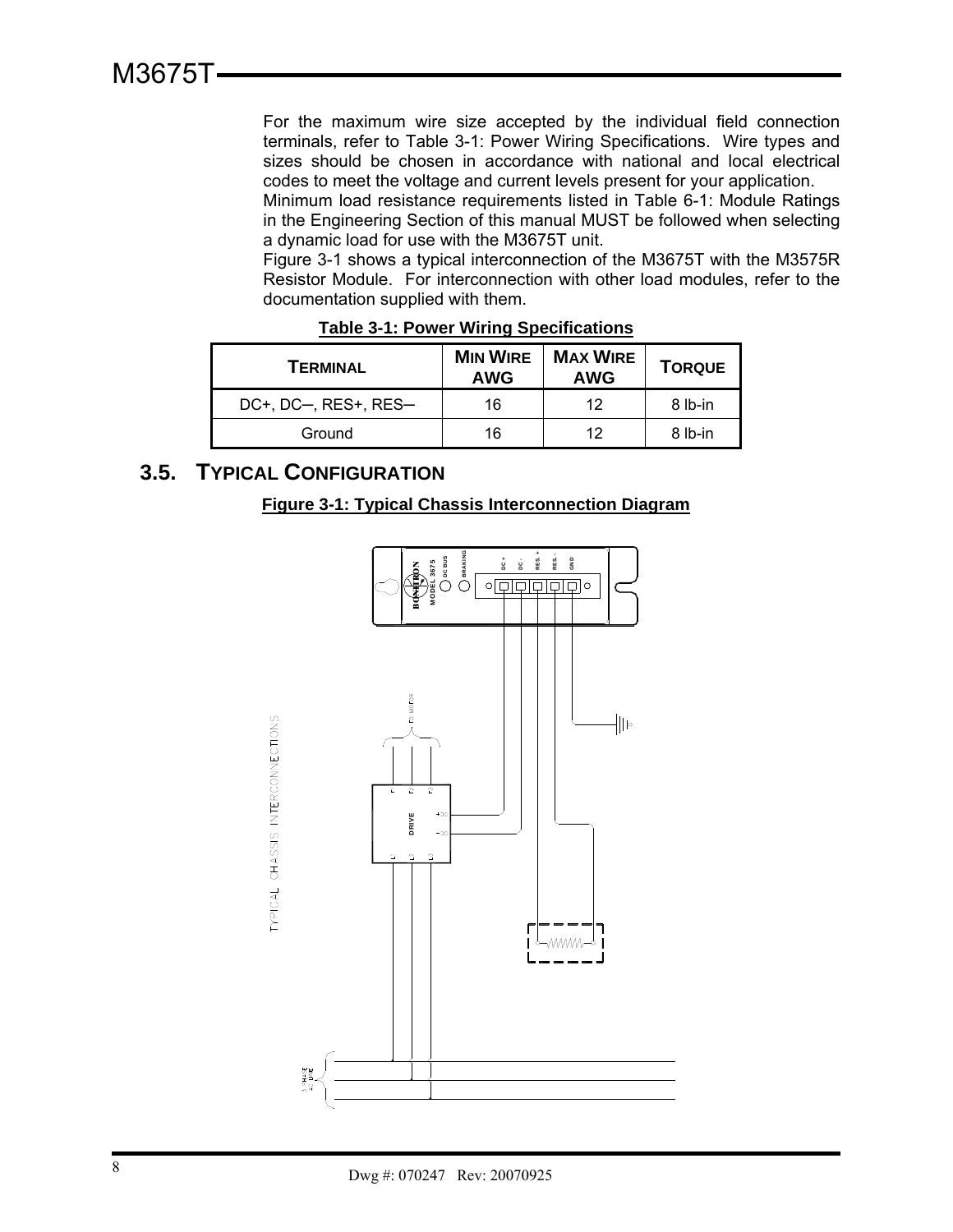For the maximum wire size accepted by the individual field connection terminals, refer to Table 3-1: Power Wiring Specifications. Wire types and sizes should be chosen in accordance with national and local electrical codes to meet the voltage and current levels present for your application.

Minimum load resistance requirements listed in Table 6-1: Module Ratings in the Engineering Section of this manual MUST be followed when selecting a dynamic load for use with the M3675T unit.

Figure 3-1 shows a typical interconnection of the M3675T with the M3575R Resistor Module. For interconnection with other load modules, refer to the documentation supplied with them.

**Table 3-1: Power Wiring Specifications**

| TERMINAL | MIN WIRE AWG | MAX WIRE AWG | TORQUE |
|---|---|---|---|
| DC+, DC–, RES+, RES– | 16 | 12 | 8 lb-in |
| Ground | 16 | 12 | 8 lb-in |

## 3.5. TYPICAL CONFIGURATION

**Figure 3-1: Typical Chassis Interconnection Diagram**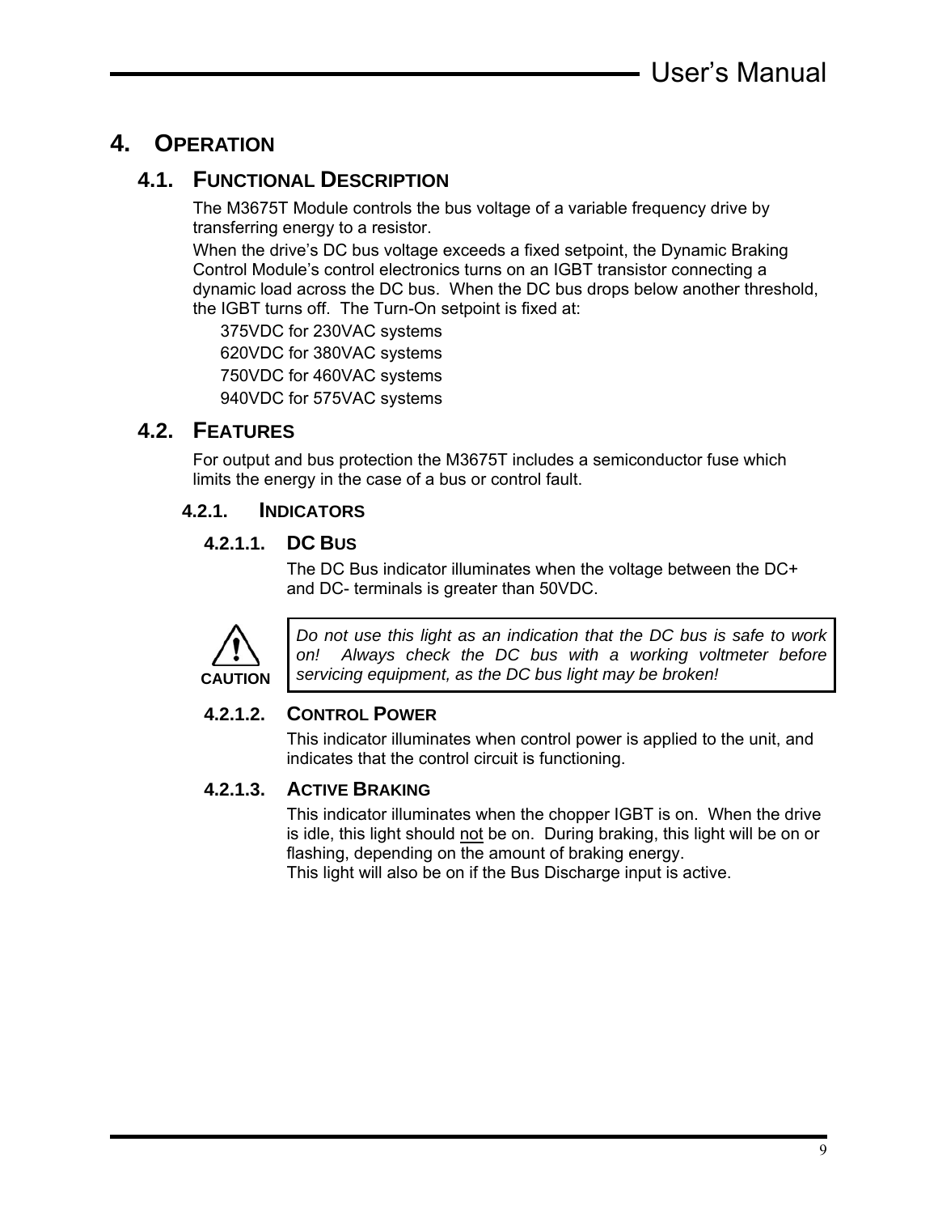# 4. OPERATION

## 4.1. FUNCTIONAL DESCRIPTION

The M3675T Module controls the bus voltage of a variable frequency drive by transferring energy to a resistor.

When the drive's DC bus voltage exceeds a fixed setpoint, the Dynamic Braking Control Module's control electronics turns on an IGBT transistor connecting a dynamic load across the DC bus. When the DC bus drops below another threshold, the IGBT turns off. The Turn-On setpoint is fixed at:

375VDC for 230VAC systems
620VDC for 380VAC systems
750VDC for 460VAC systems
940VDC for 575VAC systems

## 4.2. FEATURES

For output and bus protection the M3675T includes a semiconductor fuse which limits the energy in the case of a bus or control fault.

### 4.2.1. INDICATORS

#### 4.2.1.1. DC BUS

The DC Bus indicator illuminates when the voltage between the DC+ and DC- terminals is greater than 50VDC.

**CAUTION**

*Do not use this light as an indication that the DC bus is safe to work on! Always check the DC bus with a working voltmeter before servicing equipment, as the DC bus light may be broken!*

#### 4.2.1.2. CONTROL POWER

This indicator illuminates when control power is applied to the unit, and indicates that the control circuit is functioning.

#### 4.2.1.3. ACTIVE BRAKING

This indicator illuminates when the chopper IGBT is on. When the drive is idle, this light should not be on. During braking, this light will be on or flashing, depending on the amount of braking energy.
This light will also be on if the Bus Discharge input is active.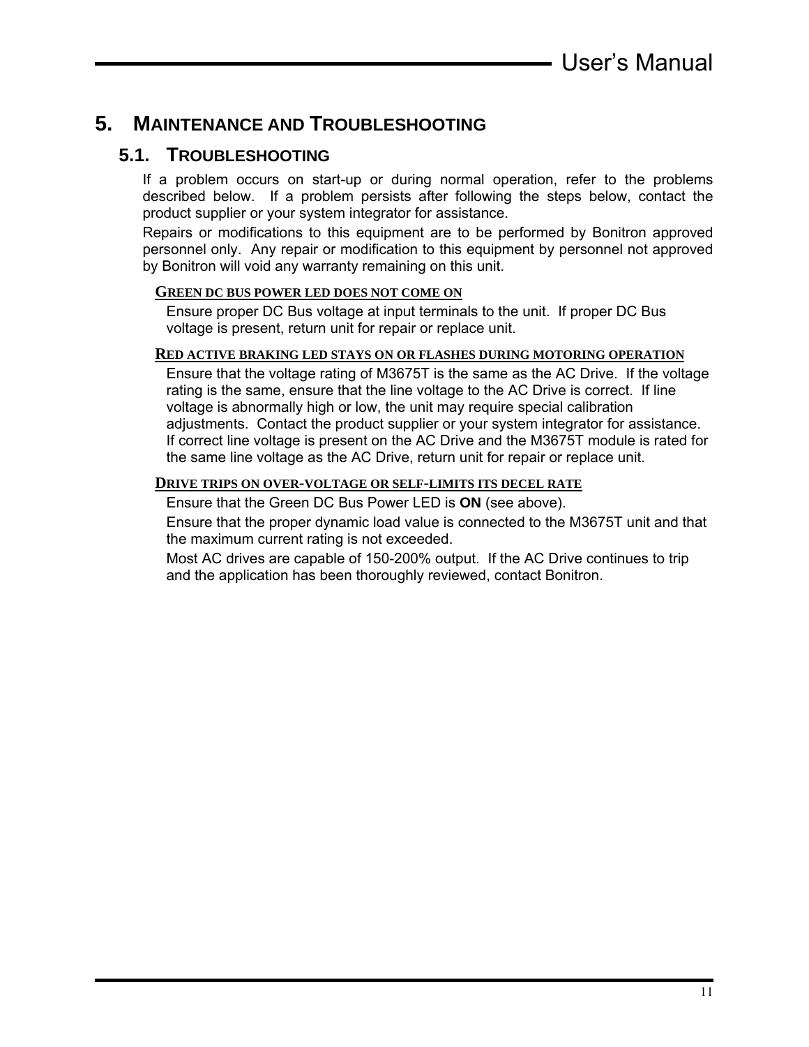# 5. MAINTENANCE AND TROUBLESHOOTING

## 5.1. TROUBLESHOOTING

If a problem occurs on start-up or during normal operation, refer to the problems described below. If a problem persists after following the steps below, contact the product supplier or your system integrator for assistance.

Repairs or modifications to this equipment are to be performed by Bonitron approved personnel only. Any repair or modification to this equipment by personnel not approved by Bonitron will void any warranty remaining on this unit.

### GREEN DC BUS POWER LED DOES NOT COME ON

Ensure proper DC Bus voltage at input terminals to the unit. If proper DC Bus voltage is present, return unit for repair or replace unit.

### RED ACTIVE BRAKING LED STAYS ON OR FLASHES DURING MOTORING OPERATION

Ensure that the voltage rating of M3675T is the same as the AC Drive. If the voltage rating is the same, ensure that the line voltage to the AC Drive is correct. If line voltage is abnormally high or low, the unit may require special calibration adjustments. Contact the product supplier or your system integrator for assistance. If correct line voltage is present on the AC Drive and the M3675T module is rated for the same line voltage as the AC Drive, return unit for repair or replace unit.

### DRIVE TRIPS ON OVER-VOLTAGE OR SELF-LIMITS ITS DECEL RATE

Ensure that the Green DC Bus Power LED is **ON** (see above).

Ensure that the proper dynamic load value is connected to the M3675T unit and that the maximum current rating is not exceeded.

Most AC drives are capable of 150-200% output. If the AC Drive continues to trip and the application has been thoroughly reviewed, contact Bonitron.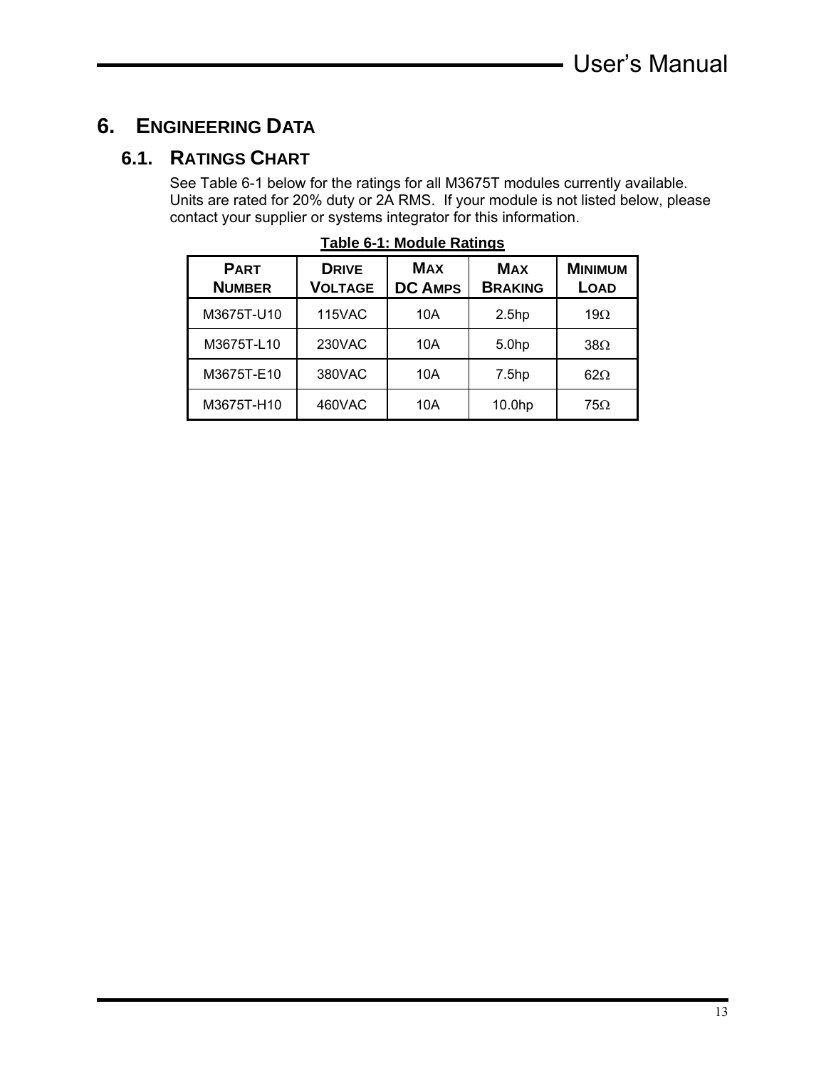# 6. Engineering Data

## 6.1. Ratings Chart

See Table 6-1 below for the ratings for all M3675T modules currently available. Units are rated for 20% duty or 2A RMS. If your module is not listed below, please contact your supplier or systems integrator for this information.

**Table 6-1: Module Ratings**

| Part Number | Drive Voltage | Max DC Amps | Max Braking | Minimum Load |
|---|---|---|---|---|
| M3675T-U10 | 115VAC | 10A | 2.5hp | 19Ω |
| M3675T-L10 | 230VAC | 10A | 5.0hp | 38Ω |
| M3675T-E10 | 380VAC | 10A | 7.5hp | 62Ω |
| M3675T-H10 | 460VAC | 10A | 10.0hp | 75Ω |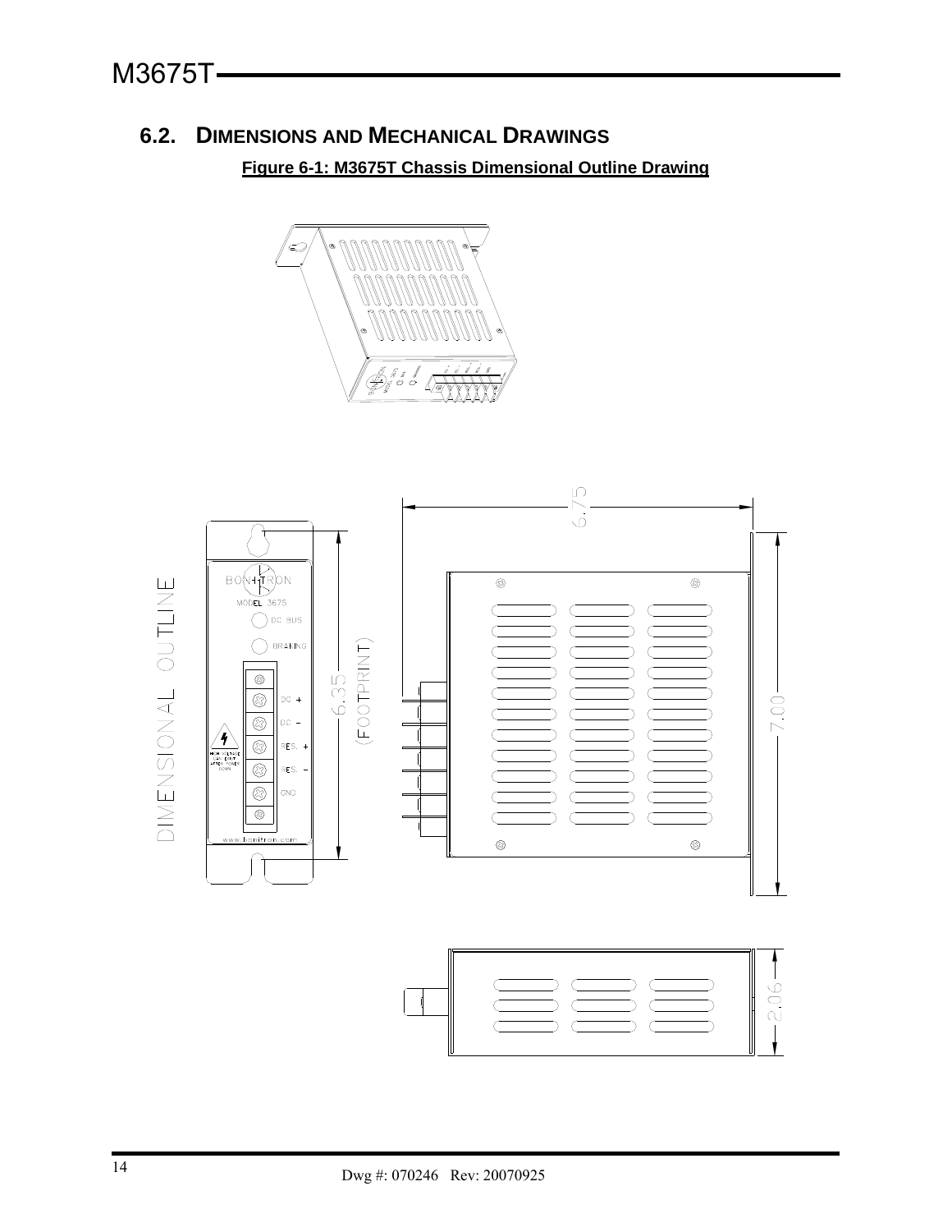## 6.2. DIMENSIONS AND MECHANICAL DRAWINGS

**Figure 6-1: M3675T Chassis Dimensional Outline Drawing**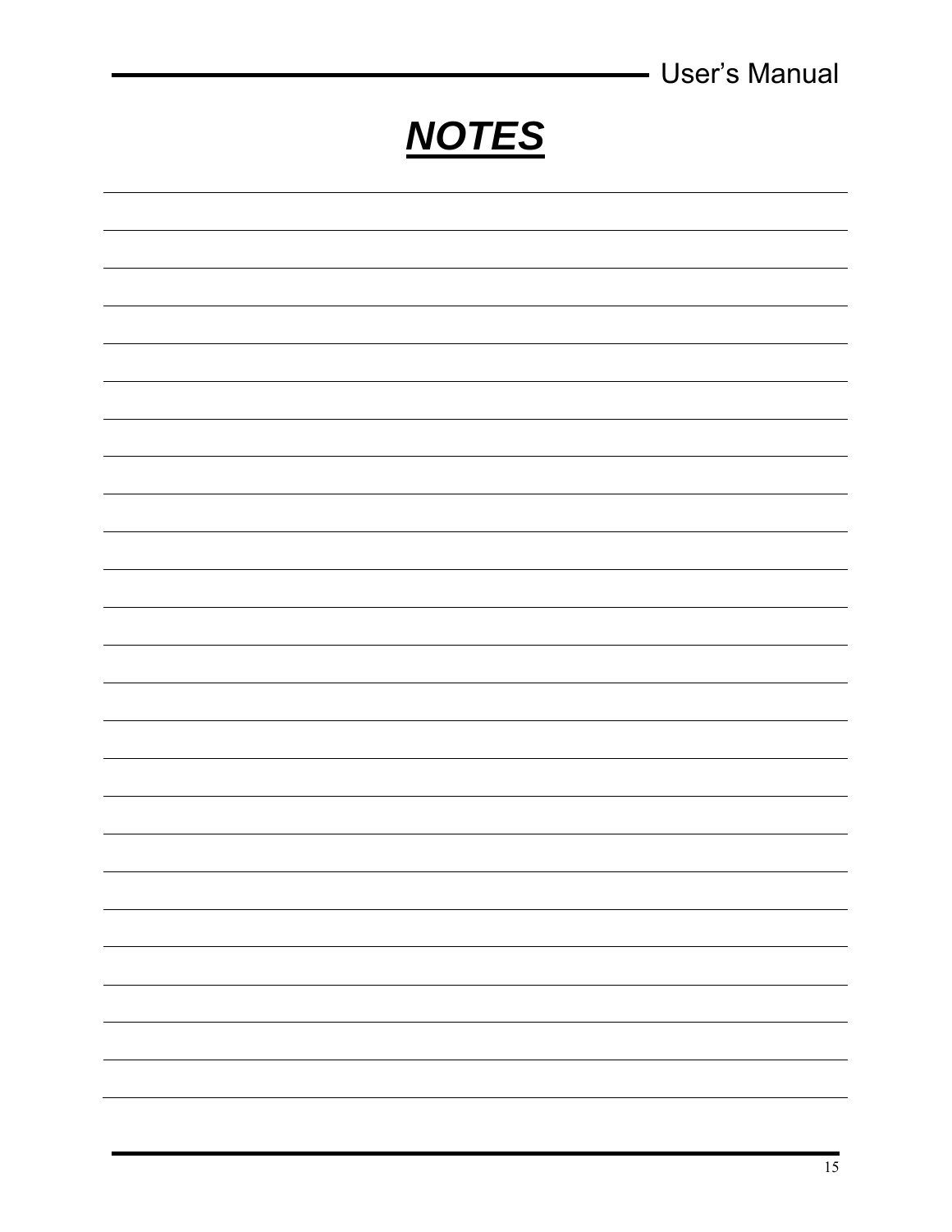# ***NOTES***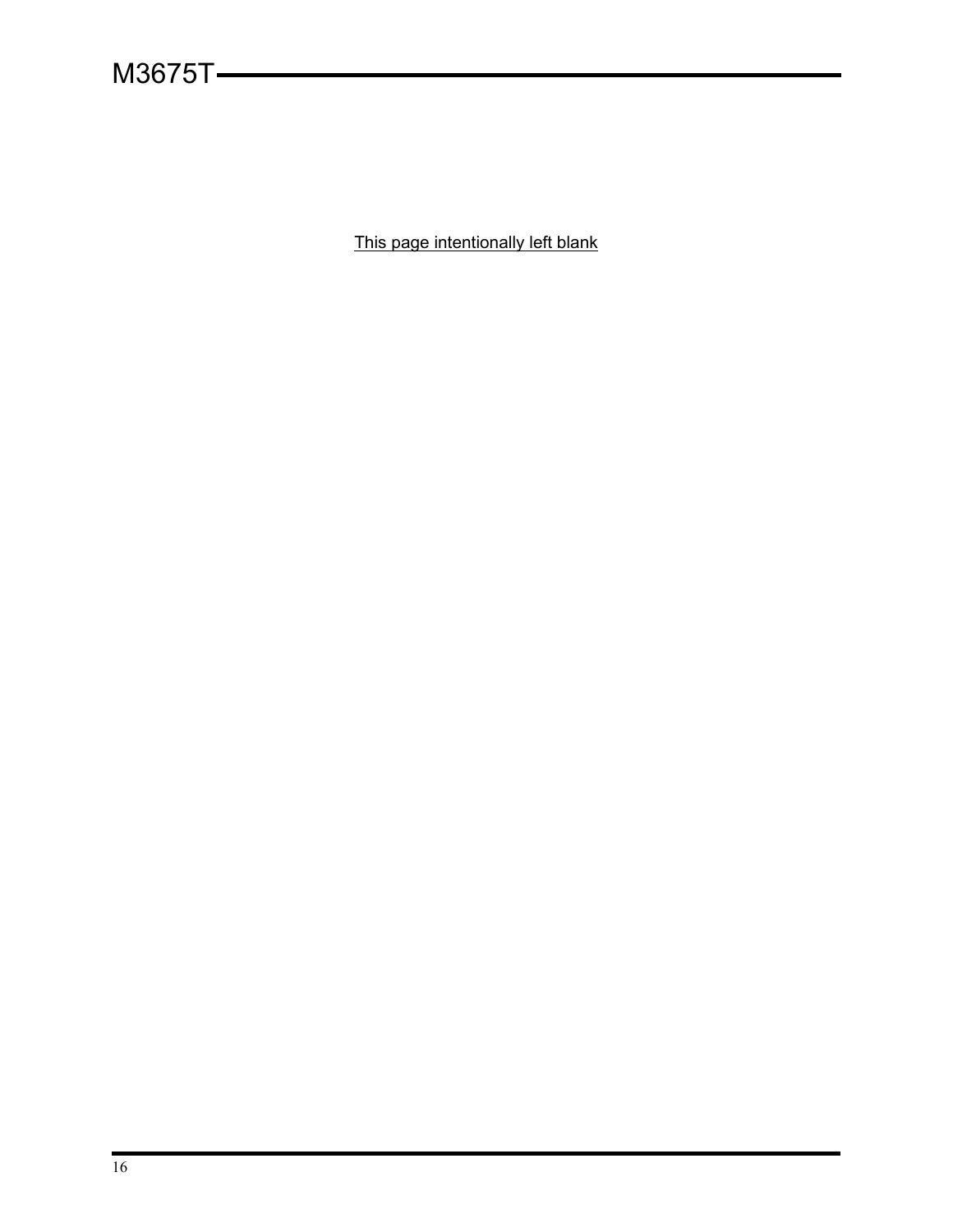<u>This page intentionally left blank</u>